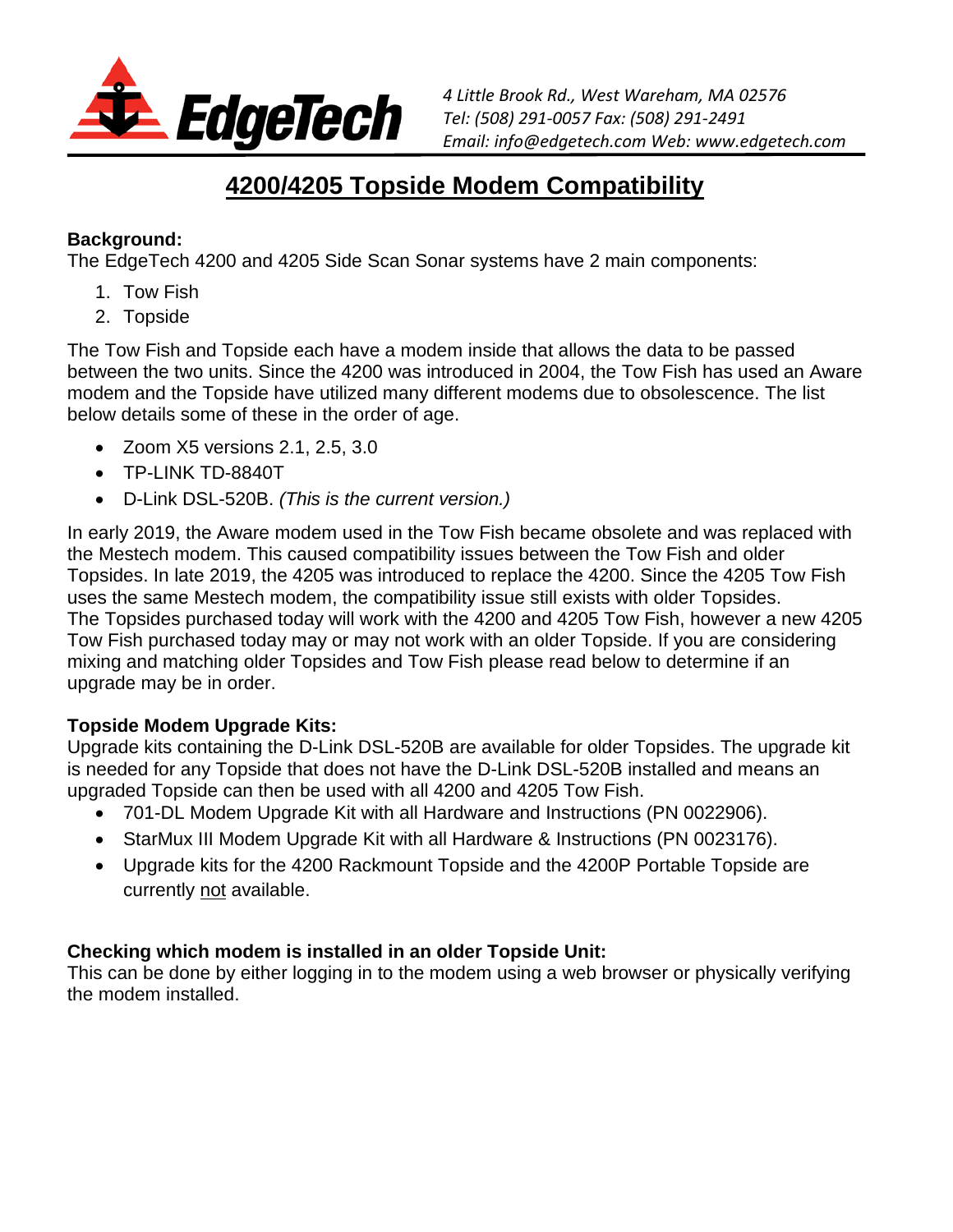EdgeTech

*4 Little Brook Rd., West Wareham, MA 02576*
*Tel: (508) 291-0057 Fax: (508) 291-2491*
*Email: info@edgetech.com Web: www.edgetech.com*

# 4200/4205 Topside Modem Compatibility

**Background:**
The EdgeTech 4200 and 4205 Side Scan Sonar systems have 2 main components:

1. Tow Fish
2. Topside

The Tow Fish and Topside each have a modem inside that allows the data to be passed between the two units. Since the 4200 was introduced in 2004, the Tow Fish has used an Aware modem and the Topside have utilized many different modems due to obsolescence. The list below details some of these in the order of age.

- Zoom X5 versions 2.1, 2.5, 3.0
- TP-LINK TD-8840T
- D-Link DSL-520B. *(This is the current version.)*

In early 2019, the Aware modem used in the Tow Fish became obsolete and was replaced with the Mestech modem. This caused compatibility issues between the Tow Fish and older Topsides. In late 2019, the 4205 was introduced to replace the 4200. Since the 4205 Tow Fish uses the same Mestech modem, the compatibility issue still exists with older Topsides. The Topsides purchased today will work with the 4200 and 4205 Tow Fish, however a new 4205 Tow Fish purchased today may or may not work with an older Topside. If you are considering mixing and matching older Topsides and Tow Fish please read below to determine if an upgrade may be in order.

**Topside Modem Upgrade Kits:**
Upgrade kits containing the D-Link DSL-520B are available for older Topsides. The upgrade kit is needed for any Topside that does not have the D-Link DSL-520B installed and means an upgraded Topside can then be used with all 4200 and 4205 Tow Fish.

- 701-DL Modem Upgrade Kit with all Hardware and Instructions (PN 0022906).
- StarMux III Modem Upgrade Kit with all Hardware & Instructions (PN 0023176).
- Upgrade kits for the 4200 Rackmount Topside and the 4200P Portable Topside are currently not available.

**Checking which modem is installed in an older Topside Unit:**
This can be done by either logging in to the modem using a web browser or physically verifying the modem installed.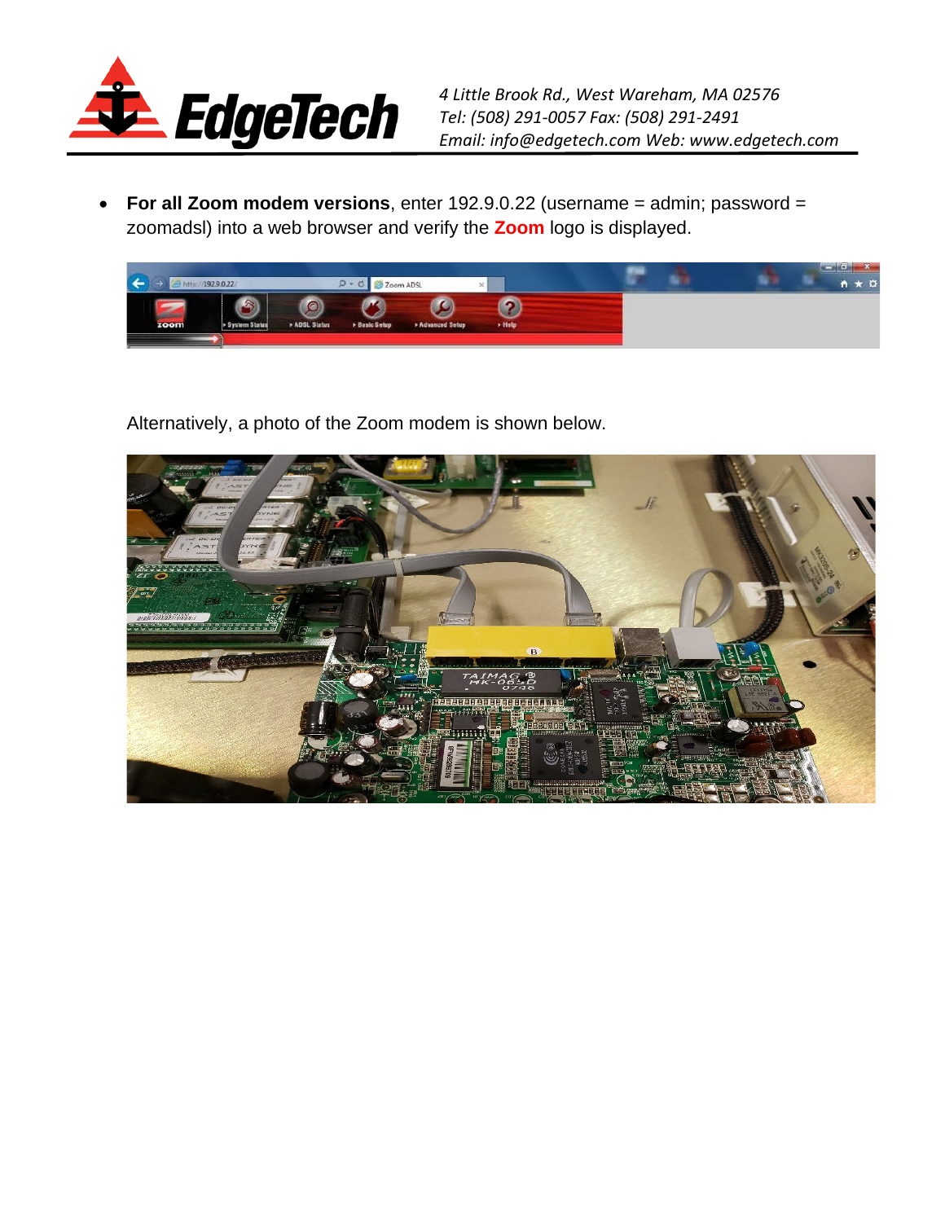- **For all Zoom modem versions**, enter 192.9.0.22 (username = admin; password = zoomadsl) into a web browser and verify the **Zoom** logo is displayed.

Alternatively, a photo of the Zoom modem is shown below.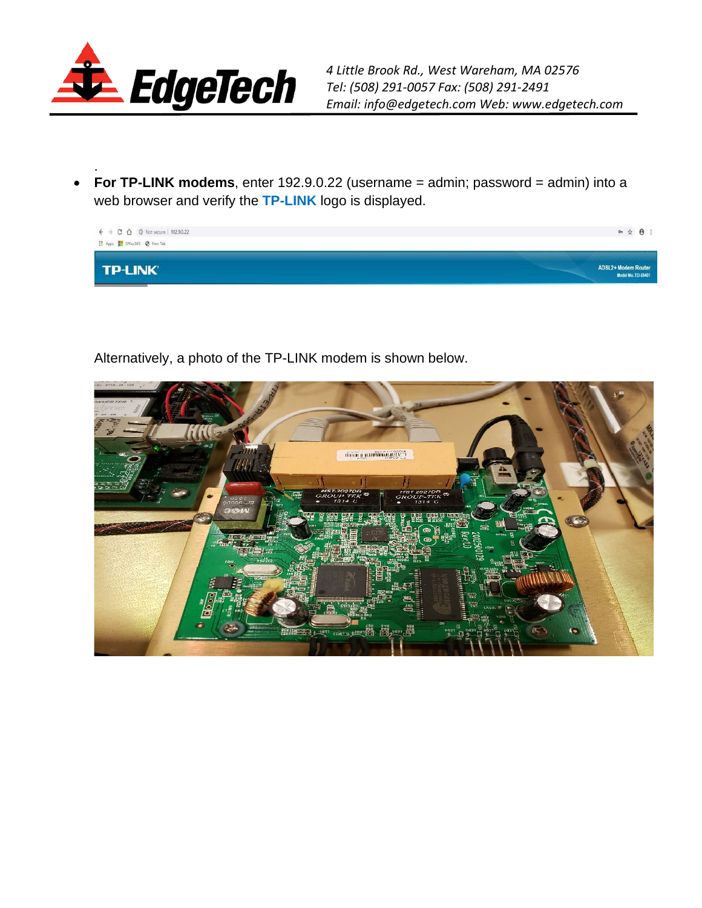.

- **For TP-LINK modems**, enter 192.9.0.22 (username = admin; password = admin) into a web browser and verify the **TP-LINK** logo is displayed.

Alternatively, a photo of the TP-LINK modem is shown below.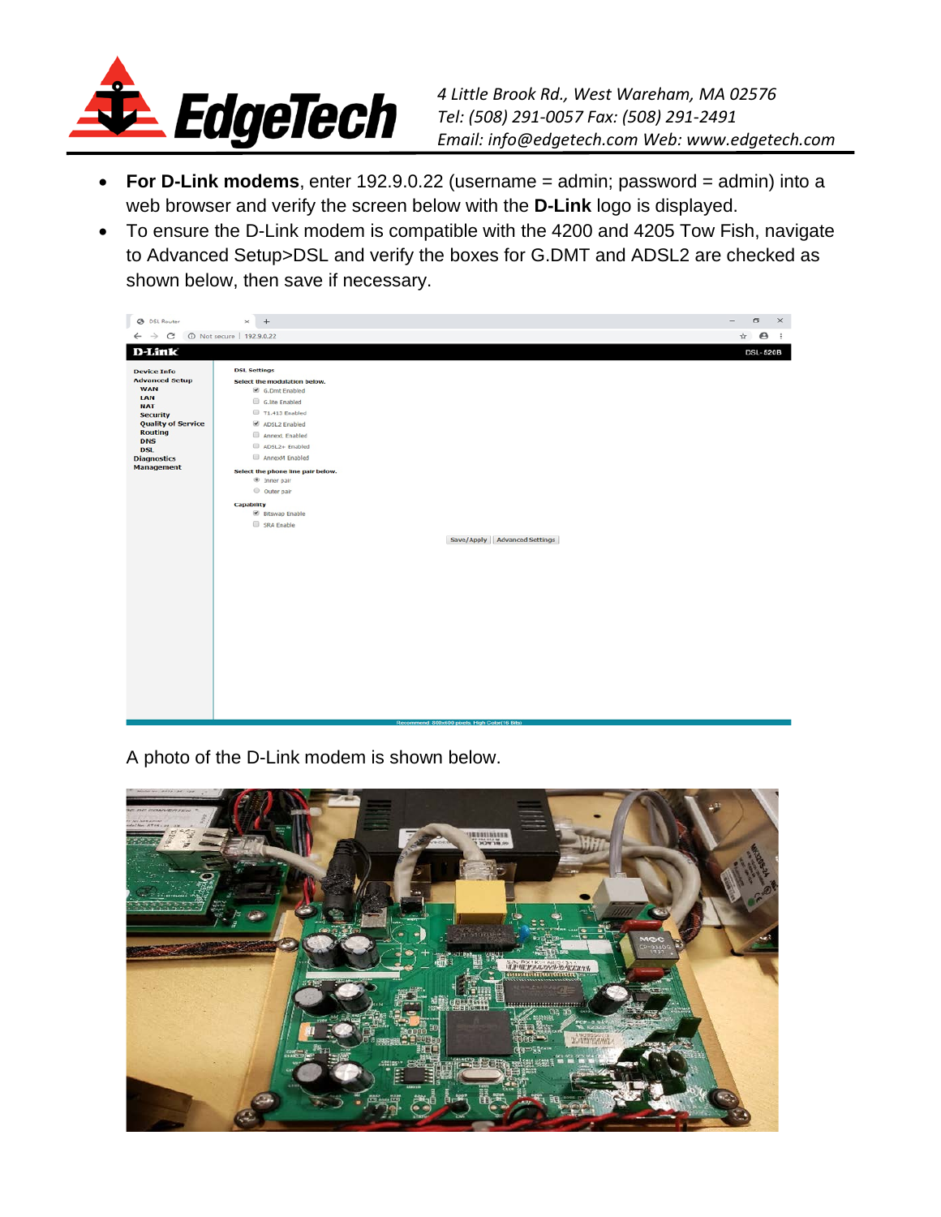- **For D-Link modems**, enter 192.9.0.22 (username = admin; password = admin) into a web browser and verify the screen below with the **D-Link** logo is displayed.
- To ensure the D-Link modem is compatible with the 4200 and 4205 Tow Fish, navigate to Advanced Setup>DSL and verify the boxes for G.DMT and ADSL2 are checked as shown below, then save if necessary.

A photo of the D-Link modem is shown below.